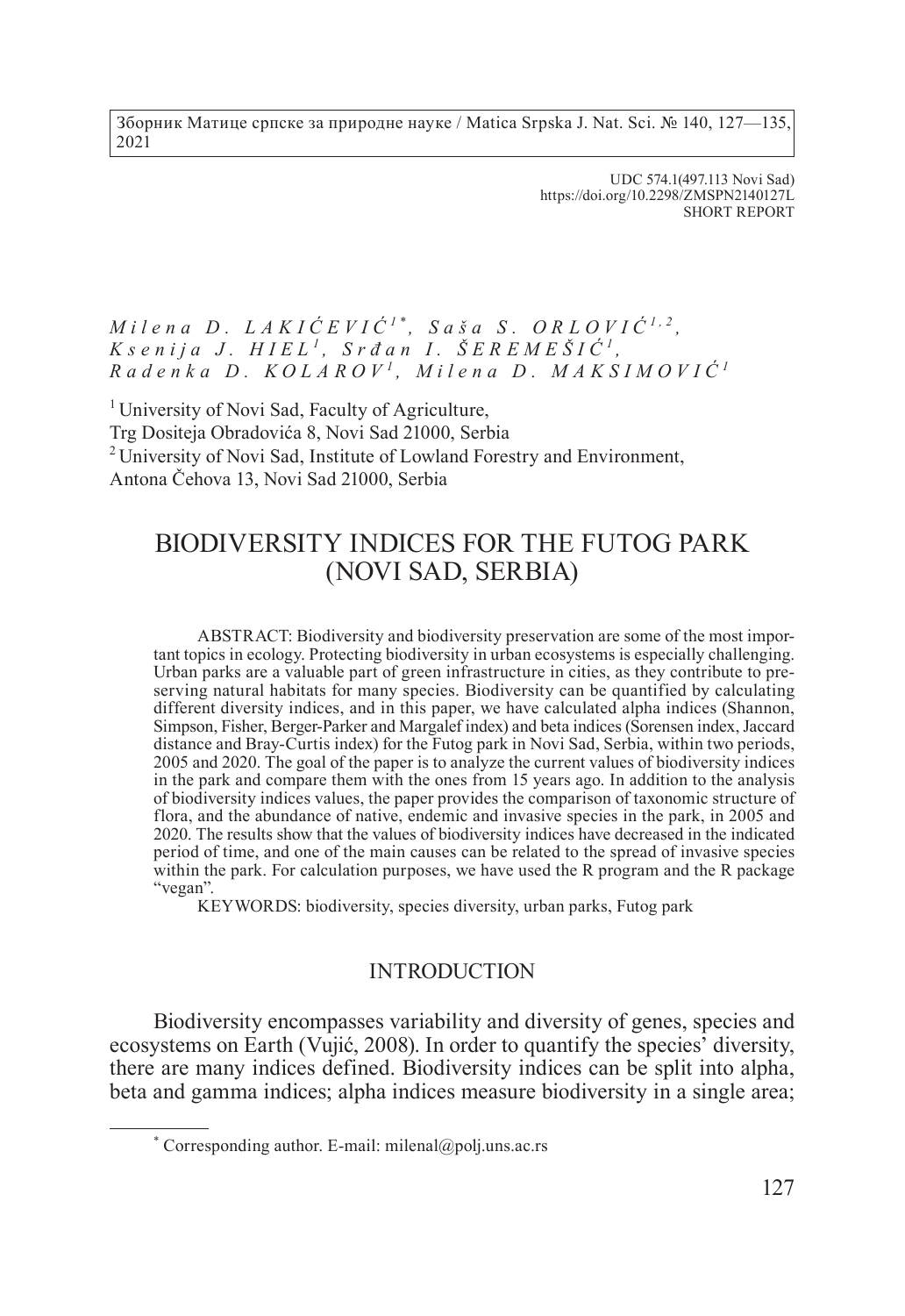UDC 574.1(497.113 Novi Sad)
https://doi.org/10.2298/ZMSPN2140127L
SHORT REPORT

*Milena D. LAKIĆEVIĆ*[1*], *Saša S. ORLOVIĆ*[1,2], *Ksenija J. HIEL*[1], *Srđan I. ŠEREMEŠIĆ*[1], *Radenka D. KOLAROV*[1], *Milena D. MAKSIMOVIĆ*[1]

[1] University of Novi Sad, Faculty of Agriculture,
Trg Dositeja Obradovića 8, Novi Sad 21000, Serbia
[2] University of Novi Sad, Institute of Lowland Forestry and Environment,
Antona Čehova 13, Novi Sad 21000, Serbia

# BIODIVERSITY INDICES FOR THE FUTOG PARK (NOVI SAD, SERBIA)

ABSTRACT: Biodiversity and biodiversity preservation are some of the most important topics in ecology. Protecting biodiversity in urban ecosystems is especially challenging. Urban parks are a valuable part of green infrastructure in cities, as they contribute to preserving natural habitats for many species. Biodiversity can be quantified by calculating different diversity indices, and in this paper, we have calculated alpha indices (Shannon, Simpson, Fisher, Berger-Parker and Margalef index) and beta indices (Sorensen index, Jaccard distance and Bray-Curtis index) for the Futog park in Novi Sad, Serbia, within two periods, 2005 and 2020. The goal of the paper is to analyze the current values of biodiversity indices in the park and compare them with the ones from 15 years ago. In addition to the analysis of biodiversity indices values, the paper provides the comparison of taxonomic structure of flora, and the abundance of native, endemic and invasive species in the park, in 2005 and 2020. The results show that the values of biodiversity indices have decreased in the indicated period of time, and one of the main causes can be related to the spread of invasive species within the park. For calculation purposes, we have used the R program and the R package "vegan".

KEYWORDS: biodiversity, species diversity, urban parks, Futog park

## INTRODUCTION

Biodiversity encompasses variability and diversity of genes, species and ecosystems on Earth (Vujić, 2008). In order to quantify the species' diversity, there are many indices defined. Biodiversity indices can be split into alpha, beta and gamma indices; alpha indices measure biodiversity in a single area;

[*] Corresponding author. E-mail: milenal@polj.uns.ac.rs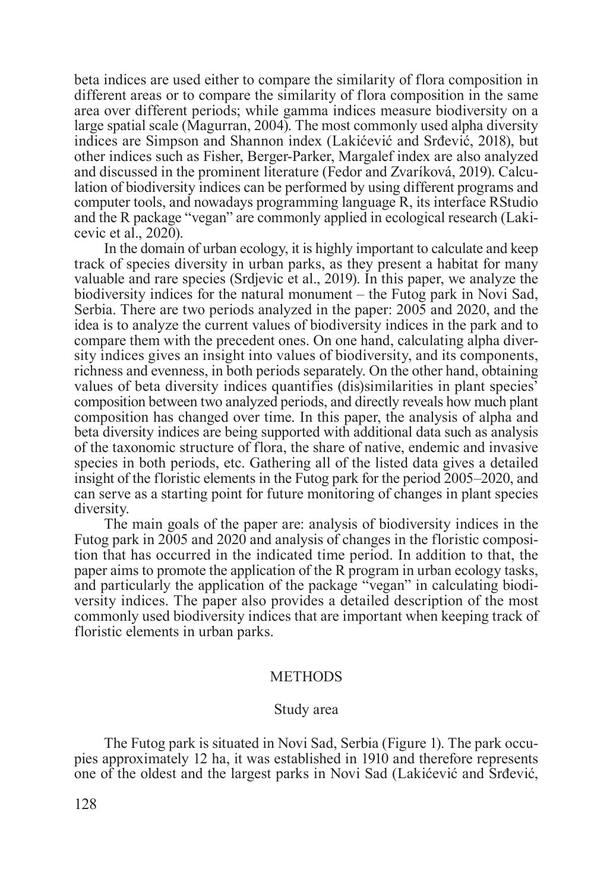beta indices are used either to compare the similarity of flora composition in different areas or to compare the similarity of flora composition in the same area over different periods; while gamma indices measure biodiversity on a large spatial scale (Magurran, 2004). The most commonly used alpha diversity indices are Simpson and Shannon index (Lakićević and Srđević, 2018), but other indices such as Fisher, Berger-Parker, Margalef index are also analyzed and discussed in the prominent literature (Fedor and Zvaríková, 2019). Calculation of biodiversity indices can be performed by using different programs and computer tools, and nowadays programming language R, its interface RStudio and the R package "vegan" are commonly applied in ecological research (Lakicevic et al., 2020).

In the domain of urban ecology, it is highly important to calculate and keep track of species diversity in urban parks, as they present a habitat for many valuable and rare species (Srdjevic et al., 2019). In this paper, we analyze the biodiversity indices for the natural monument – the Futog park in Novi Sad, Serbia. There are two periods analyzed in the paper: 2005 and 2020, and the idea is to analyze the current values of biodiversity indices in the park and to compare them with the precedent ones. On one hand, calculating alpha diversity indices gives an insight into values of biodiversity, and its components, richness and evenness, in both periods separately. On the other hand, obtaining values of beta diversity indices quantifies (dis)similarities in plant species' composition between two analyzed periods, and directly reveals how much plant composition has changed over time. In this paper, the analysis of alpha and beta diversity indices are being supported with additional data such as analysis of the taxonomic structure of flora, the share of native, endemic and invasive species in both periods, etc. Gathering all of the listed data gives a detailed insight of the floristic elements in the Futog park for the period 2005–2020, and can serve as a starting point for future monitoring of changes in plant species diversity.

The main goals of the paper are: analysis of biodiversity indices in the Futog park in 2005 and 2020 and analysis of changes in the floristic composition that has occurred in the indicated time period. In addition to that, the paper aims to promote the application of the R program in urban ecology tasks, and particularly the application of the package "vegan" in calculating biodiversity indices. The paper also provides a detailed description of the most commonly used biodiversity indices that are important when keeping track of floristic elements in urban parks.

## METHODS

### Study area

The Futog park is situated in Novi Sad, Serbia (Figure 1). The park occupies approximately 12 ha, it was established in 1910 and therefore represents one of the oldest and the largest parks in Novi Sad (Lakićević and Srđević,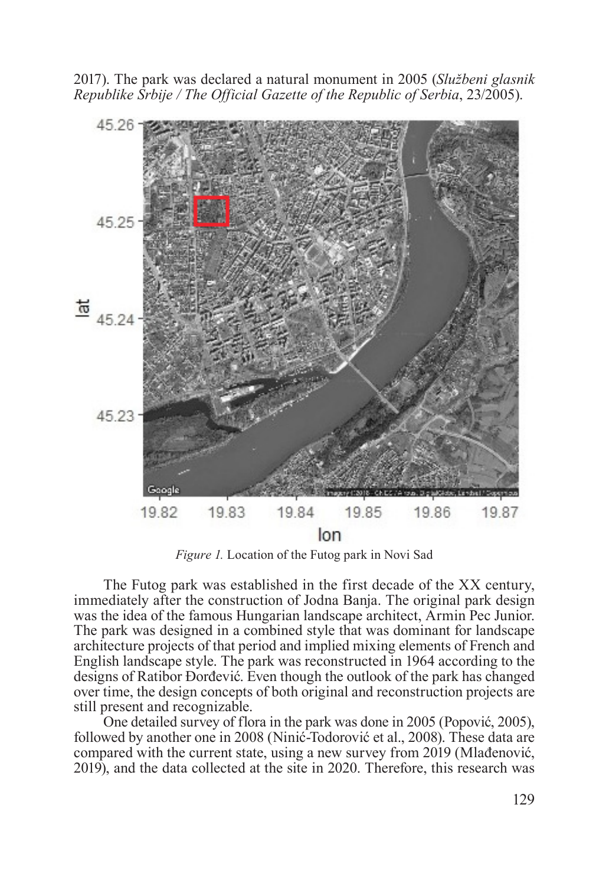2017). The park was declared a natural monument in 2005 (*Službeni glasnik Republike Srbije / The Official Gazette of the Republic of Serbia*, 23/2005).

*Figure 1.* Location of the Futog park in Novi Sad

The Futog park was established in the first decade of the XX century, immediately after the construction of Jodna Banja. The original park design was the idea of the famous Hungarian landscape architect, Armin Pec Junior. The park was designed in a combined style that was dominant for landscape architecture projects of that period and implied mixing elements of French and English landscape style. The park was reconstructed in 1964 according to the designs of Ratibor Đorđević. Even though the outlook of the park has changed over time, the design concepts of both original and reconstruction projects are still present and recognizable.

One detailed survey of flora in the park was done in 2005 (Popović, 2005), followed by another one in 2008 (Ninić-Todorović et al., 2008). These data are compared with the current state, using a new survey from 2019 (Mlađenović, 2019), and the data collected at the site in 2020. Therefore, this research was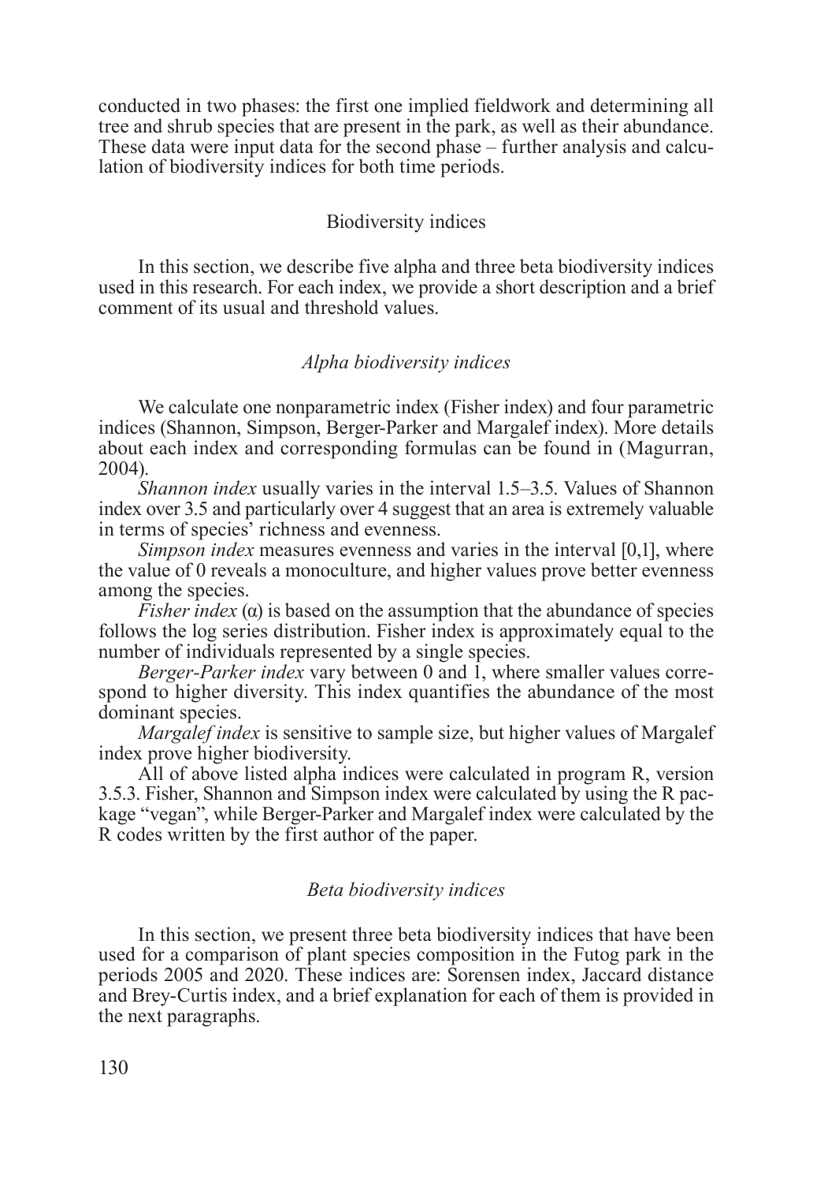conducted in two phases: the first one implied fieldwork and determining all tree and shrub species that are present in the park, as well as their abundance. These data were input data for the second phase – further analysis and calculation of biodiversity indices for both time periods.

## Biodiversity indices

In this section, we describe five alpha and three beta biodiversity indices used in this research. For each index, we provide a short description and a brief comment of its usual and threshold values.

### *Alpha biodiversity indices*

We calculate one nonparametric index (Fisher index) and four parametric indices (Shannon, Simpson, Berger-Parker and Margalef index). More details about each index and corresponding formulas can be found in (Magurran, 2004).

*Shannon index* usually varies in the interval 1.5–3.5. Values of Shannon index over 3.5 and particularly over 4 suggest that an area is extremely valuable in terms of species' richness and evenness.

*Simpson index* measures evenness and varies in the interval [0,1], where the value of 0 reveals a monoculture, and higher values prove better evenness among the species.

*Fisher index* (α) is based on the assumption that the abundance of species follows the log series distribution. Fisher index is approximately equal to the number of individuals represented by a single species.

*Berger-Parker index* vary between 0 and 1, where smaller values correspond to higher diversity. This index quantifies the abundance of the most dominant species.

*Margalef index* is sensitive to sample size, but higher values of Margalef index prove higher biodiversity.

All of above listed alpha indices were calculated in program R, version 3.5.3. Fisher, Shannon and Simpson index were calculated by using the R package "vegan", while Berger-Parker and Margalef index were calculated by the R codes written by the first author of the paper.

### *Beta biodiversity indices*

In this section, we present three beta biodiversity indices that have been used for a comparison of plant species composition in the Futog park in the periods 2005 and 2020. These indices are: Sorensen index, Jaccard distance and Brey-Curtis index, and a brief explanation for each of them is provided in the next paragraphs.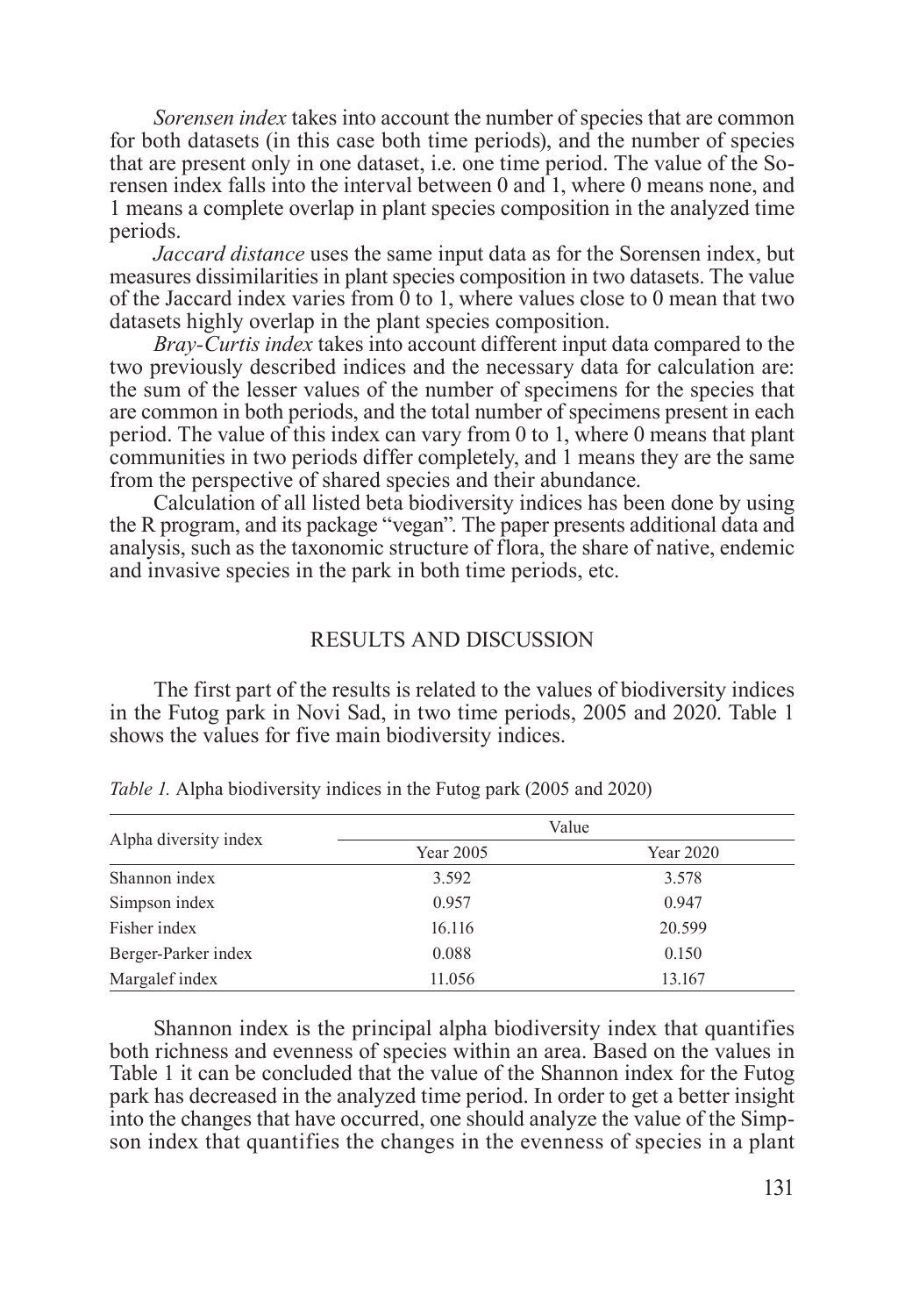*Sorensen index* takes into account the number of species that are common for both datasets (in this case both time periods), and the number of species that are present only in one dataset, i.e. one time period. The value of the Sorensen index falls into the interval between 0 and 1, where 0 means none, and 1 means a complete overlap in plant species composition in the analyzed time periods.

*Jaccard distance* uses the same input data as for the Sorensen index, but measures dissimilarities in plant species composition in two datasets. The value of the Jaccard index varies from 0 to 1, where values close to 0 mean that two datasets highly overlap in the plant species composition.

*Bray-Curtis index* takes into account different input data compared to the two previously described indices and the necessary data for calculation are: the sum of the lesser values of the number of specimens for the species that are common in both periods, and the total number of specimens present in each period. The value of this index can vary from 0 to 1, where 0 means that plant communities in two periods differ completely, and 1 means they are the same from the perspective of shared species and their abundance.

Calculation of all listed beta biodiversity indices has been done by using the R program, and its package "vegan". The paper presents additional data and analysis, such as the taxonomic structure of flora, the share of native, endemic and invasive species in the park in both time periods, etc.

## RESULTS AND DISCUSSION

The first part of the results is related to the values of biodiversity indices in the Futog park in Novi Sad, in two time periods, 2005 and 2020. Table 1 shows the values for five main biodiversity indices.

*Table 1.* Alpha biodiversity indices in the Futog park (2005 and 2020)

| Alpha diversity index | Value | |
|---|---|---|
| | Year 2005 | Year 2020 |
| Shannon index | 3.592 | 3.578 |
| Simpson index | 0.957 | 0.947 |
| Fisher index | 16.116 | 20.599 |
| Berger-Parker index | 0.088 | 0.150 |
| Margalef index | 11.056 | 13.167 |

Shannon index is the principal alpha biodiversity index that quantifies both richness and evenness of species within an area. Based on the values in Table 1 it can be concluded that the value of the Shannon index for the Futog park has decreased in the analyzed time period. In order to get a better insight into the changes that have occurred, one should analyze the value of the Simpson index that quantifies the changes in the evenness of species in a plant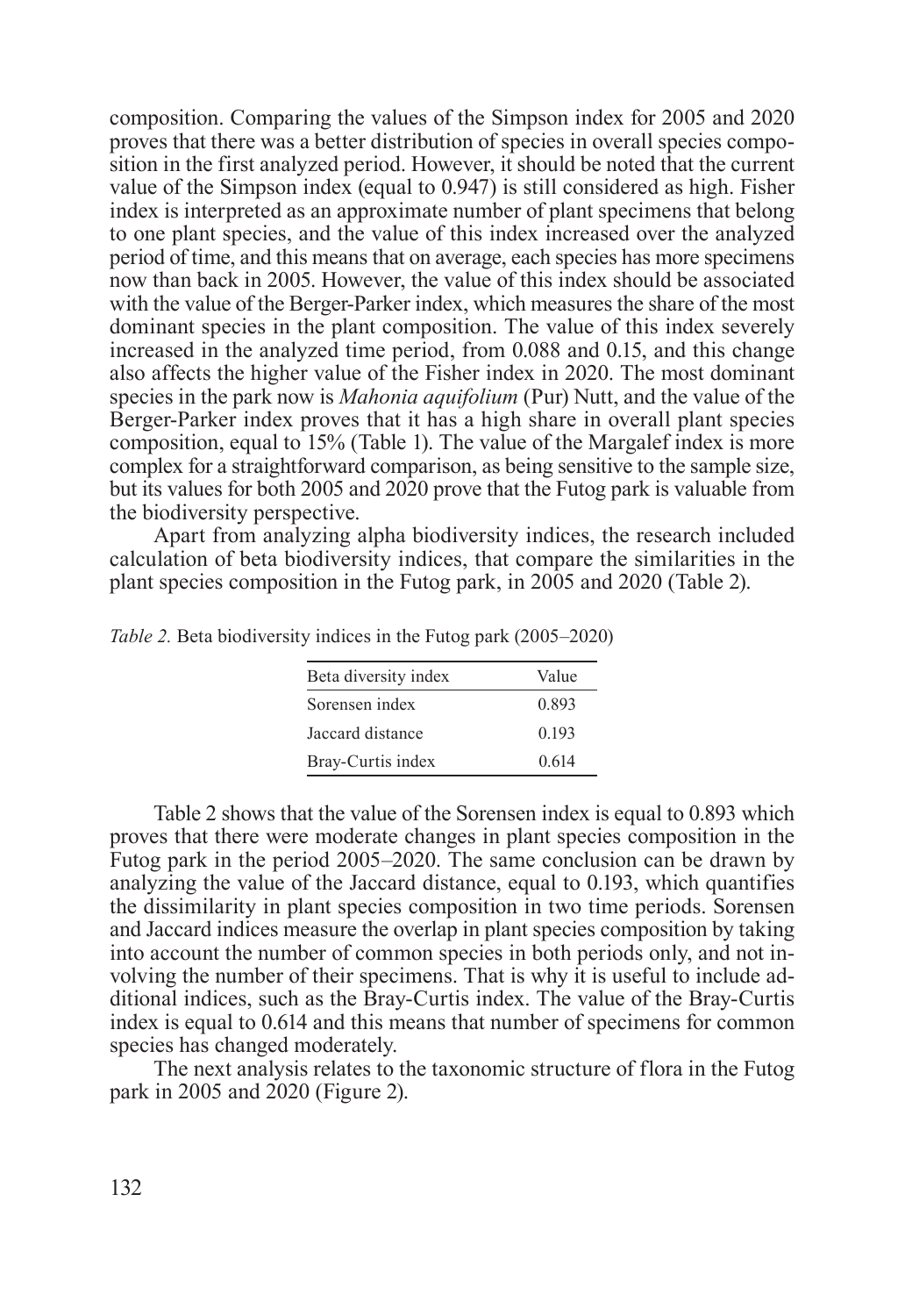composition. Comparing the values of the Simpson index for 2005 and 2020 proves that there was a better distribution of species in overall species composition in the first analyzed period. However, it should be noted that the current value of the Simpson index (equal to 0.947) is still considered as high. Fisher index is interpreted as an approximate number of plant specimens that belong to one plant species, and the value of this index increased over the analyzed period of time, and this means that on average, each species has more specimens now than back in 2005. However, the value of this index should be associated with the value of the Berger-Parker index, which measures the share of the most dominant species in the plant composition. The value of this index severely increased in the analyzed time period, from 0.088 and 0.15, and this change also affects the higher value of the Fisher index in 2020. The most dominant species in the park now is *Mahonia aquifolium* (Pur) Nutt, and the value of the Berger-Parker index proves that it has a high share in overall plant species composition, equal to 15% (Table 1). The value of the Margalef index is more complex for a straightforward comparison, as being sensitive to the sample size, but its values for both 2005 and 2020 prove that the Futog park is valuable from the biodiversity perspective.

Apart from analyzing alpha biodiversity indices, the research included calculation of beta biodiversity indices, that compare the similarities in the plant species composition in the Futog park, in 2005 and 2020 (Table 2).

*Table 2.* Beta biodiversity indices in the Futog park (2005–2020)

| Beta diversity index | Value |
|---|---|
| Sorensen index | 0.893 |
| Jaccard distance | 0.193 |
| Bray-Curtis index | 0.614 |

Table 2 shows that the value of the Sorensen index is equal to 0.893 which proves that there were moderate changes in plant species composition in the Futog park in the period 2005–2020. The same conclusion can be drawn by analyzing the value of the Jaccard distance, equal to 0.193, which quantifies the dissimilarity in plant species composition in two time periods. Sorensen and Jaccard indices measure the overlap in plant species composition by taking into account the number of common species in both periods only, and not involving the number of their specimens. That is why it is useful to include additional indices, such as the Bray-Curtis index. The value of the Bray-Curtis index is equal to 0.614 and this means that number of specimens for common species has changed moderately.

The next analysis relates to the taxonomic structure of flora in the Futog park in 2005 and 2020 (Figure 2).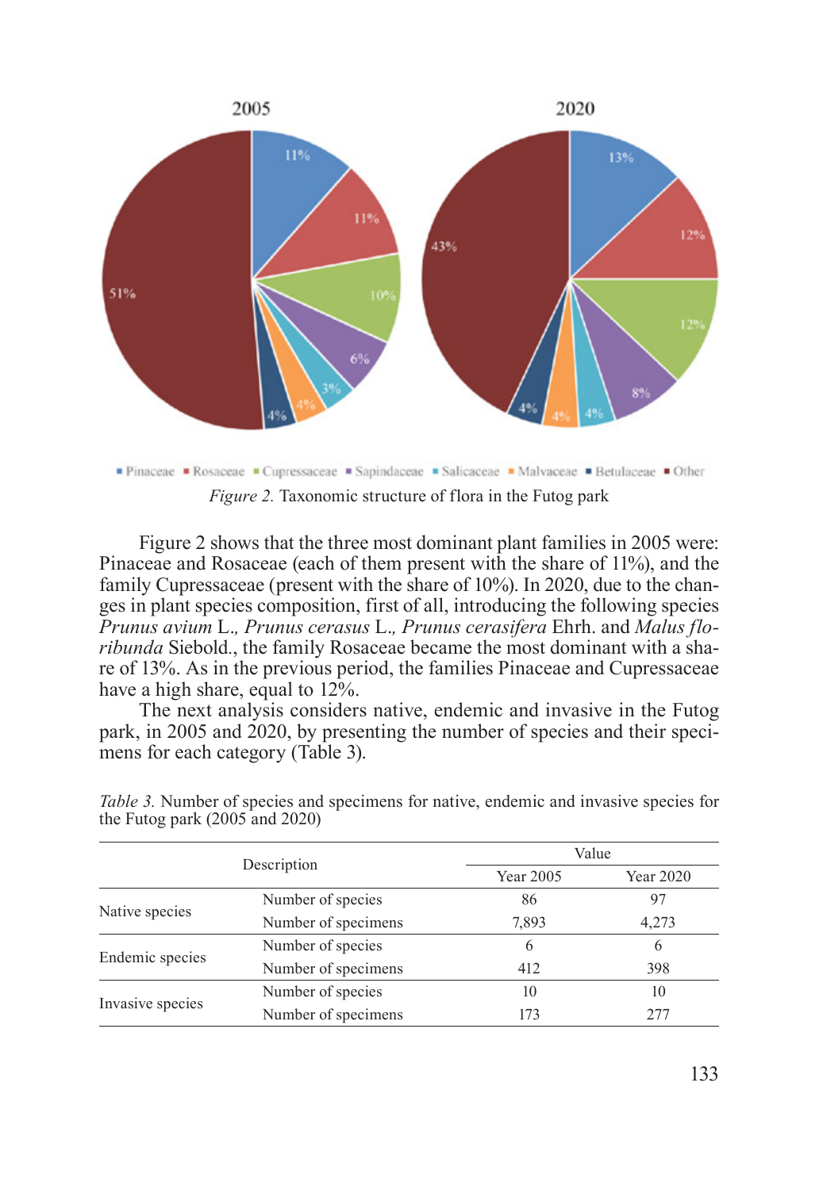*Figure 2.* Taxonomic structure of flora in the Futog park

Figure 2 shows that the three most dominant plant families in 2005 were: Pinaceae and Rosaceae (each of them present with the share of 11%), and the family Cupressaceae (present with the share of 10%). In 2020, due to the changes in plant species composition, first of all, introducing the following species *Prunus avium* L.*, Prunus cerasus* L.*, Prunus cerasifera* Ehrh. and *Malus floribunda* Siebold., the family Rosaceae became the most dominant with a share of 13%. As in the previous period, the families Pinaceae and Cupressaceae have a high share, equal to 12%.

The next analysis considers native, endemic and invasive in the Futog park, in 2005 and 2020, by presenting the number of species and their specimens for each category (Table 3).

*Table 3.* Number of species and specimens for native, endemic and invasive species for the Futog park (2005 and 2020)

| Description | | Value | |
|---|---|---|---|
| | | Year 2005 | Year 2020 |
| Native species | Number of species | 86 | 97 |
| | Number of specimens | 7,893 | 4,273 |
| Endemic species | Number of species | 6 | 6 |
| | Number of specimens | 412 | 398 |
| Invasive species | Number of species | 10 | 10 |
| | Number of specimens | 173 | 277 |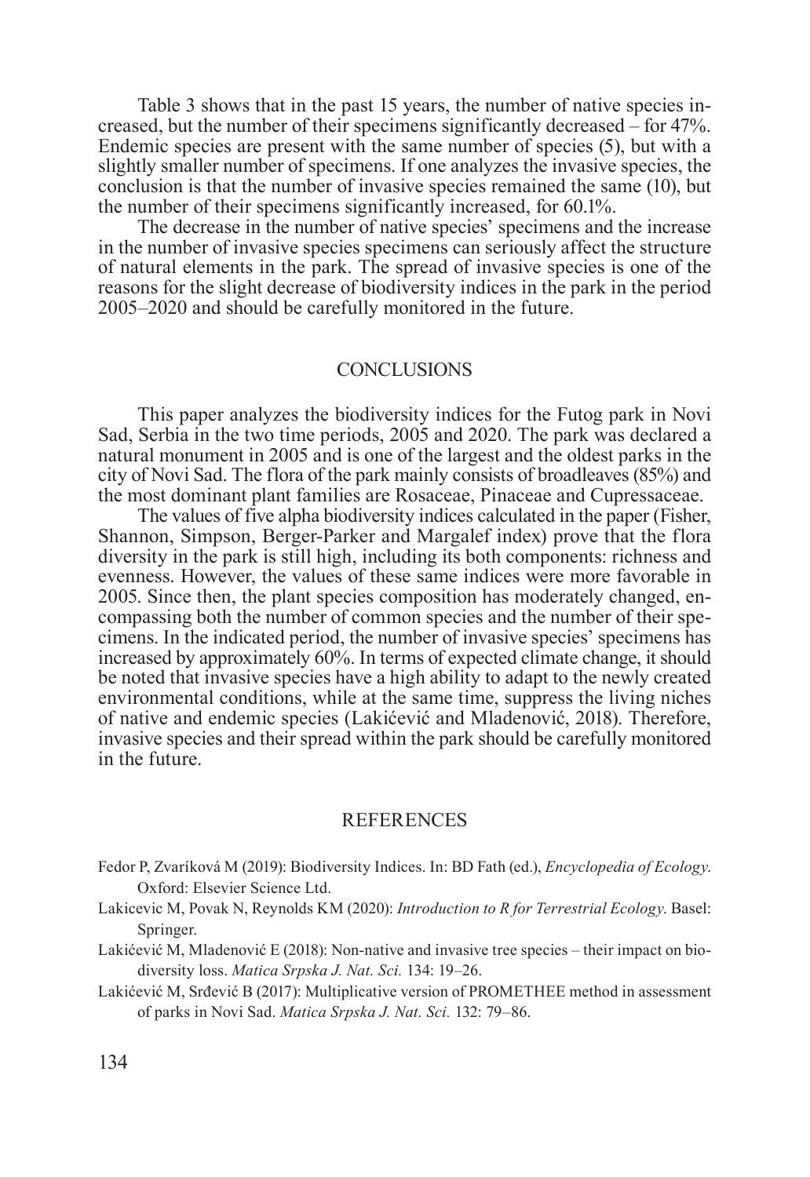Table 3 shows that in the past 15 years, the number of native species increased, but the number of their specimens significantly decreased – for 47%. Endemic species are present with the same number of species (5), but with a slightly smaller number of specimens. If one analyzes the invasive species, the conclusion is that the number of invasive species remained the same (10), but the number of their specimens significantly increased, for 60.1%.

The decrease in the number of native species' specimens and the increase in the number of invasive species specimens can seriously affect the structure of natural elements in the park. The spread of invasive species is one of the reasons for the slight decrease of biodiversity indices in the park in the period 2005–2020 and should be carefully monitored in the future.

## CONCLUSIONS

This paper analyzes the biodiversity indices for the Futog park in Novi Sad, Serbia in the two time periods, 2005 and 2020. The park was declared a natural monument in 2005 and is one of the largest and the oldest parks in the city of Novi Sad. The flora of the park mainly consists of broadleaves (85%) and the most dominant plant families are Rosaceae, Pinaceae and Cupressaceae.

The values of five alpha biodiversity indices calculated in the paper (Fisher, Shannon, Simpson, Berger-Parker and Margalef index) prove that the flora diversity in the park is still high, including its both components: richness and evenness. However, the values of these same indices were more favorable in 2005. Since then, the plant species composition has moderately changed, encompassing both the number of common species and the number of their specimens. In the indicated period, the number of invasive species' specimens has increased by approximately 60%. In terms of expected climate change, it should be noted that invasive species have a high ability to adapt to the newly created environmental conditions, while at the same time, suppress the living niches of native and endemic species (Lakićević and Mladenović, 2018). Therefore, invasive species and their spread within the park should be carefully monitored in the future.

## REFERENCES

Fedor P, Zvaríková M (2019): Biodiversity Indices. In: BD Fath (ed.), *Encyclopedia of Ecology*. Oxford: Elsevier Science Ltd.

Lakicevic M, Povak N, Reynolds KM (2020): *Introduction to R for Terrestrial Ecology*. Basel: Springer.

Lakićević M, Mladenović E (2018): Non-native and invasive tree species – their impact on biodiversity loss. *Matica Srpska J. Nat. Sci.* 134: 19–26.

Lakićević M, Srđević B (2017): Multiplicative version of PROMETHEE method in assessment of parks in Novi Sad. *Matica Srpska J. Nat. Sci.* 132: 79–86.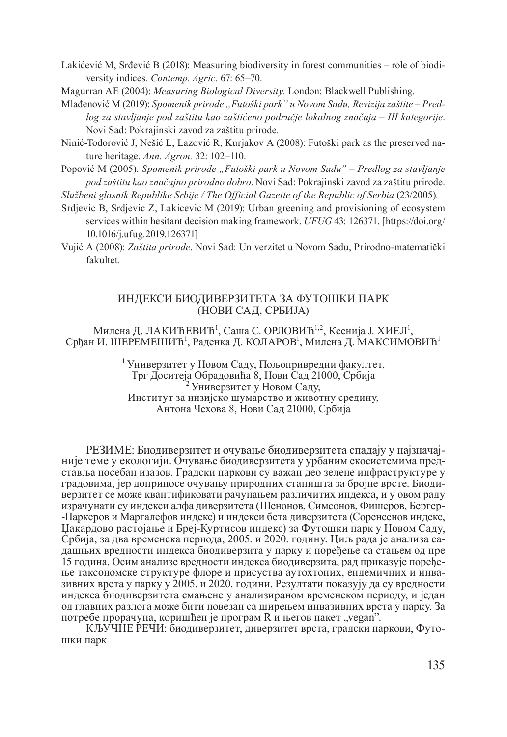Lakićević M, Srđević B (2018): Measuring biodiversity in forest communities – role of biodiversity indices. *Contemp. Agric.* 67: 65–70.

Magurran AE (2004): *Measuring Biological Diversity*. London: Blackwell Publishing.

Mlađenović M (2019): *Spomenik prirode „Futoški park" u Novom Sadu, Revizija zaštite – Predlog za stavljanje pod zaštitu kao zaštićeno područje lokalnog značaja – III kategorije*. Novi Sad: Pokrajinski zavod za zaštitu prirode.

Ninić-Todorović J, Nešić L, Lazović R, Kurjakov A (2008): Futoški park as the preserved nature heritage. *Ann. Agron.* 32: 102–110.

Popović M (2005). *Spomenik prirode „Futoški park u Novom Sadu" – Predlog za stavljanje pod zaštitu kao značajno prirodno dobro*. Novi Sad: Pokrajinski zavod za zaštitu prirode.

*Službeni glasnik Republike Srbije / The Official Gazette of the Republic of Serbia* (23/2005).

Srdjevic B, Srdjevic Z, Lakicevic M (2019): Urban greening and provisioning of ecosystem services within hesitant decision making framework. *UFUG* 43: 126371. [https://doi.org/10.1016/j.ufug.2019.126371]

Vujić A (2008): *Zaštita prirode*. Novi Sad: Univerzitet u Novom Sadu, Prirodno-matematički fakultet.

## ИНДЕКСИ БИОДИВЕРЗИТЕТА ЗА ФУТОШКИ ПАРК (НОВИ САД, СРБИЈА)

Милена Д. ЛАКИЋЕВИЋ[1], Саша С. ОРЛОВИЋ[1,2], Ксенија Ј. ХИЕЛ[1], Срђан И. ШЕРЕМЕШИЋ[1], Раденка Д. КОЛАРОВ[1], Милена Д. МАКСИМОВИЋ[1]

[1] Универзитет у Новом Саду, Пољопривредни факултет, Трг Доситеја Обрадовића 8, Нови Сад 21000, Србија
[2] Универзитет у Новом Саду, Институт за низијско шумарство и животну средину, Антона Чехова 8, Нови Сад 21000, Србија

РЕЗИМЕ: Биодиверзитет и очување биодиверзитета спадају у најзначајније теме у екологији. Очување биодиверзитета у урбаним екосистемима представља посебан изазов. Градски паркови су важан део зелене инфраструктуре у градовима, јер доприносе очувању природних станишта за бројне врсте. Биодиверзитет се може квантификовати рачунањем различитих индекса, и у овом раду израчунати су индекси алфа диверзитета (Шенонов, Симсонов, Фишеров, Бергер-Паркеров и Маргалефов индекс) и индекси бета диверзитета (Соренсенов индекс, Џакардово растојање и Брej-Куртисов индекс) за Футошки парк у Новом Саду, Србија, за два временска периода, 2005. и 2020. годину. Циљ рада је анализа садашњих вредности индекса биодиверзита у парку и поређење са стањем од пре 15 година. Осим анализе вредности индекса биодиверзита, рад приказује поређење таксономске структуре флоре и присуства аутохтоних, ендемичних и инвазивних врста у парку у 2005. и 2020. години. Резултати показују да су вредности индекса биодиверзитета смањене у анализираном временском периоду, и један од главних разлога може бити повезан са ширењем инвазивних врста у парку. За потребе прорачуна, коришћен је програм R и његов пакет „vegan".

КЉУЧНЕ РЕЧИ: биодиверзитет, диверзитет врста, градски паркови, Футошки парк